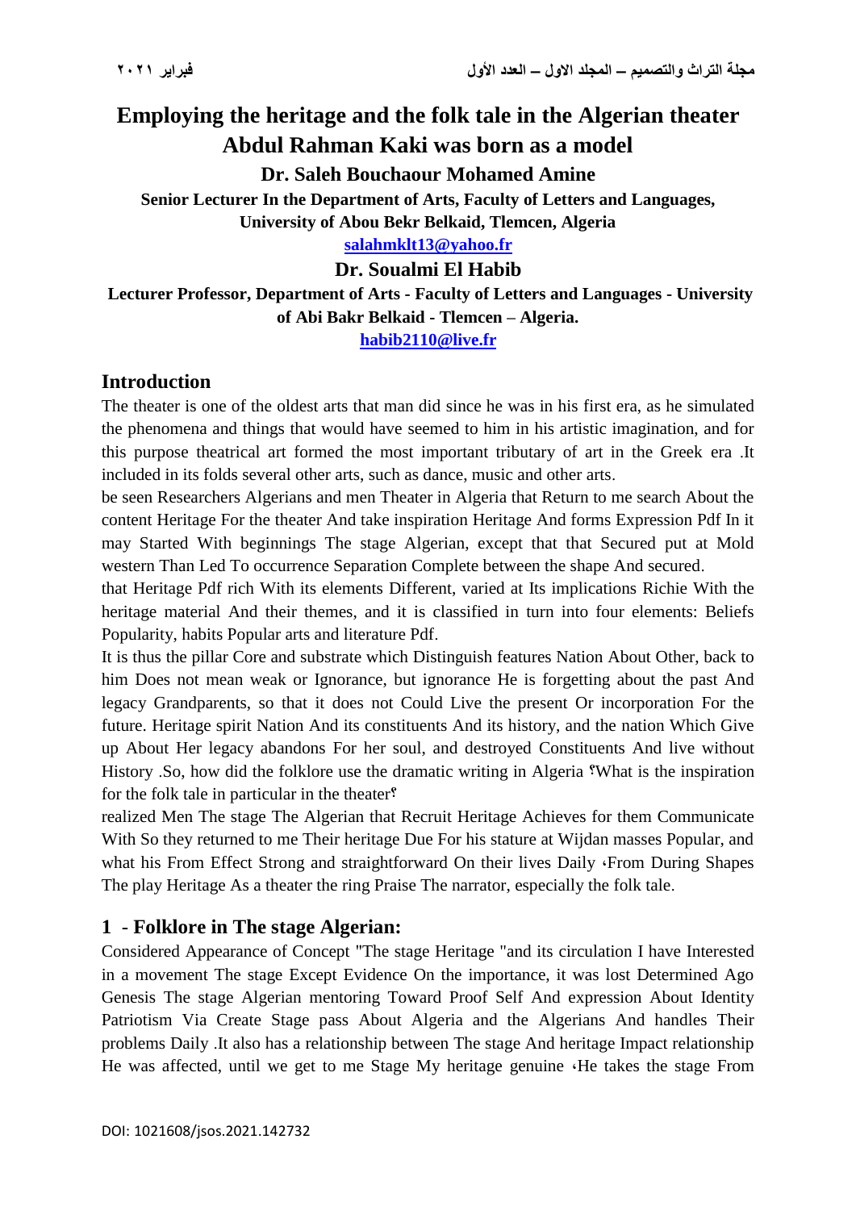# Employing the heritage and the folk tale in the Algerian theater Abdul Rahman Kaki was born as a model

**Dr. Saleh Bouchaour Mohamed Amine**

**Senior Lecturer In the Department of Arts, Faculty of Letters and Languages, University of Abou Bekr Belkaid, Tlemcen, Algeria**

**salahmklt13@yahoo.fr**

**Dr. Soualmi El Habib**

**Lecturer Professor, Department of Arts - Faculty of Letters and Languages - University of Abi Bakr Belkaid - Tlemcen – Algeria.**

**habib2110@live.fr**

## Introduction

The theater is one of the oldest arts that man did since he was in his first era, as he simulated the phenomena and things that would have seemed to him in his artistic imagination, and for this purpose theatrical art formed the most important tributary of art in the Greek era .It included in its folds several other arts, such as dance, music and other arts.

be seen Researchers Algerians and men Theater in Algeria that Return to me search About the content Heritage For the theater And take inspiration Heritage And forms Expression Pdf In it may Started With beginnings The stage Algerian, except that that Secured put at Mold western Than Led To occurrence Separation Complete between the shape And secured.

that Heritage Pdf rich With its elements Different, varied at Its implications Richie With the heritage material And their themes, and it is classified in turn into four elements: Beliefs Popularity, habits Popular arts and literature Pdf.

It is thus the pillar Core and substrate which Distinguish features Nation About Other, back to him Does not mean weak or Ignorance, but ignorance He is forgetting about the past And legacy Grandparents, so that it does not Could Live the present Or incorporation For the future. Heritage spirit Nation And its constituents And its history, and the nation Which Give up About Her legacy abandons For her soul, and destroyed Constituents And live without History .So, how did the folklore use the dramatic writing in Algeria ؟What is the inspiration for the folk tale in particular in the theater؟

realized Men The stage The Algerian that Recruit Heritage Achieves for them Communicate With So they returned to me Their heritage Due For his stature at Wijdan masses Popular, and what his From Effect Strong and straightforward On their lives Daily ،From During Shapes The play Heritage As a theater the ring Praise The narrator, especially the folk tale.

## 1 - Folklore in The stage Algerian:

Considered Appearance of Concept "The stage Heritage "and its circulation I have Interested in a movement The stage Except Evidence On the importance, it was lost Determined Ago Genesis The stage Algerian mentoring Toward Proof Self And expression About Identity Patriotism Via Create Stage pass About Algeria and the Algerians And handles Their problems Daily .It also has a relationship between The stage And heritage Impact relationship He was affected, until we get to me Stage My heritage genuine ،He takes the stage From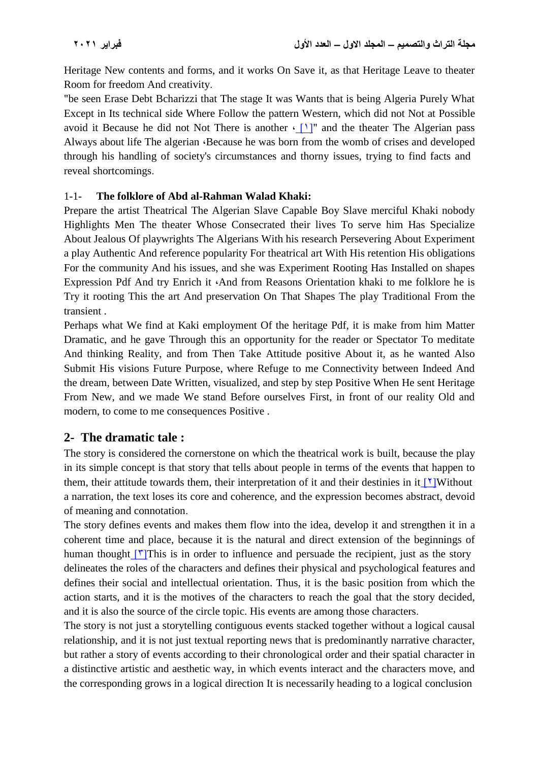Heritage New contents and forms, and it works On Save it, as that Heritage Leave to theater Room for freedom And creativity.

"be seen Erase Debt Bcharizzi that The stage It was Wants that is being Algeria Purely What Except in Its technical side Where Follow the pattern Western, which did not Not at Possible avoid it Because he did not Not There is another ، [١]" and the theater The Algerian pass Always about life The algerian ،Because he was born from the womb of crises and developed through his handling of society's circumstances and thorny issues, trying to find facts and reveal shortcomings.

### 1-1- The folklore of Abd al-Rahman Walad Khaki:

Prepare the artist Theatrical The Algerian Slave Capable Boy Slave merciful Khaki nobody Highlights Men The theater Whose Consecrated their lives To serve him Has Specialize About Jealous Of playwrights The Algerians With his research Persevering About Experiment a play Authentic And reference popularity For theatrical art With His retention His obligations For the community And his issues, and she was Experiment Rooting Has Installed on shapes Expression Pdf And try Enrich it ،And from Reasons Orientation khaki to me folklore he is Try it rooting This the art And preservation On That Shapes The play Traditional From the transient .

Perhaps what We find at Kaki employment Of the heritage Pdf, it is make from him Matter Dramatic, and he gave Through this an opportunity for the reader or Spectator To meditate And thinking Reality, and from Then Take Attitude positive About it, as he wanted Also Submit His visions Future Purpose, where Refuge to me Connectivity between Indeed And the dream, between Date Written, visualized, and step by step Positive When He sent Heritage From New, and we made We stand Before ourselves First, in front of our reality Old and modern, to come to me consequences Positive .

## 2- The dramatic tale :

The story is considered the cornerstone on which the theatrical work is built, because the play in its simple concept is that story that tells about people in terms of the events that happen to them, their attitude towards them, their interpretation of it and their destinies in it [٢]Without a narration, the text loses its core and coherence, and the expression becomes abstract, devoid of meaning and connotation.

The story defines events and makes them flow into the idea, develop it and strengthen it in a coherent time and place, because it is the natural and direct extension of the beginnings of human thought [٣]This is in order to influence and persuade the recipient, just as the story delineates the roles of the characters and defines their physical and psychological features and defines their social and intellectual orientation. Thus, it is the basic position from which the action starts, and it is the motives of the characters to reach the goal that the story decided, and it is also the source of the circle topic. His events are among those characters.

The story is not just a storytelling contiguous events stacked together without a logical causal relationship, and it is not just textual reporting news that is predominantly narrative character, but rather a story of events according to their chronological order and their spatial character in a distinctive artistic and aesthetic way, in which events interact and the characters move, and the corresponding grows in a logical direction It is necessarily heading to a logical conclusion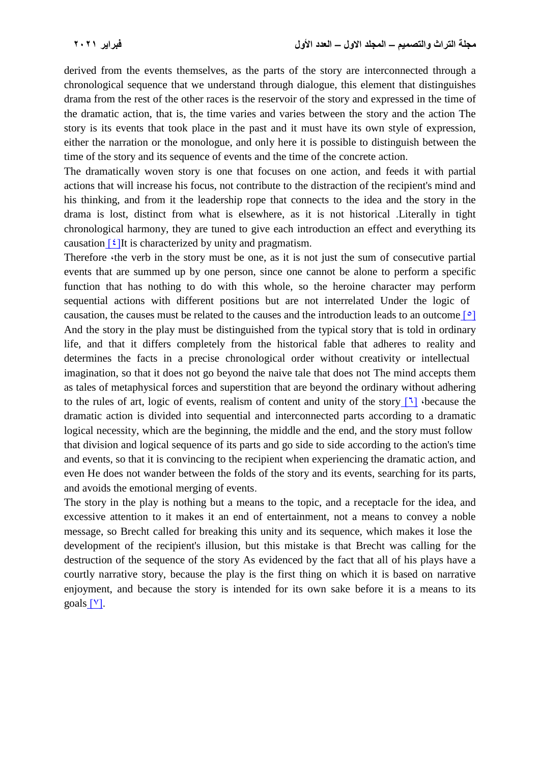derived from the events themselves, as the parts of the story are interconnected through a chronological sequence that we understand through dialogue, this element that distinguishes drama from the rest of the other races is the reservoir of the story and expressed in the time of the dramatic action, that is, the time varies and varies between the story and the action The story is its events that took place in the past and it must have its own style of expression, either the narration or the monologue, and only here it is possible to distinguish between the time of the story and its sequence of events and the time of the concrete action.

The dramatically woven story is one that focuses on one action, and feeds it with partial actions that will increase his focus, not contribute to the distraction of the recipient's mind and his thinking, and from it the leadership rope that connects to the idea and the story in the drama is lost, distinct from what is elsewhere, as it is not historical .Literally in tight chronological harmony, they are tuned to give each introduction an effect and everything its causation [٤]It is characterized by unity and pragmatism.

Therefore ،the verb in the story must be one, as it is not just the sum of consecutive partial events that are summed up by one person, since one cannot be alone to perform a specific function that has nothing to do with this whole, so the heroine character may perform sequential actions with different positions but are not interrelated Under the logic of causation, the causes must be related to the causes and the introduction leads to an outcome [٥] And the story in the play must be distinguished from the typical story that is told in ordinary life, and that it differs completely from the historical fable that adheres to reality and determines the facts in a precise chronological order without creativity or intellectual imagination, so that it does not go beyond the naive tale that does not The mind accepts them as tales of metaphysical forces and superstition that are beyond the ordinary without adhering to the rules of art, logic of events, realism of content and unity of the story [٦] ،because the dramatic action is divided into sequential and interconnected parts according to a dramatic logical necessity, which are the beginning, the middle and the end, and the story must follow that division and logical sequence of its parts and go side to side according to the action's time and events, so that it is convincing to the recipient when experiencing the dramatic action, and even He does not wander between the folds of the story and its events, searching for its parts, and avoids the emotional merging of events.

The story in the play is nothing but a means to the topic, and a receptacle for the idea, and excessive attention to it makes it an end of entertainment, not a means to convey a noble message, so Brecht called for breaking this unity and its sequence, which makes it lose the development of the recipient's illusion, but this mistake is that Brecht was calling for the destruction of the sequence of the story As evidenced by the fact that all of his plays have a courtly narrative story, because the play is the first thing on which it is based on narrative enjoyment, and because the story is intended for its own sake before it is a means to its goals [٧].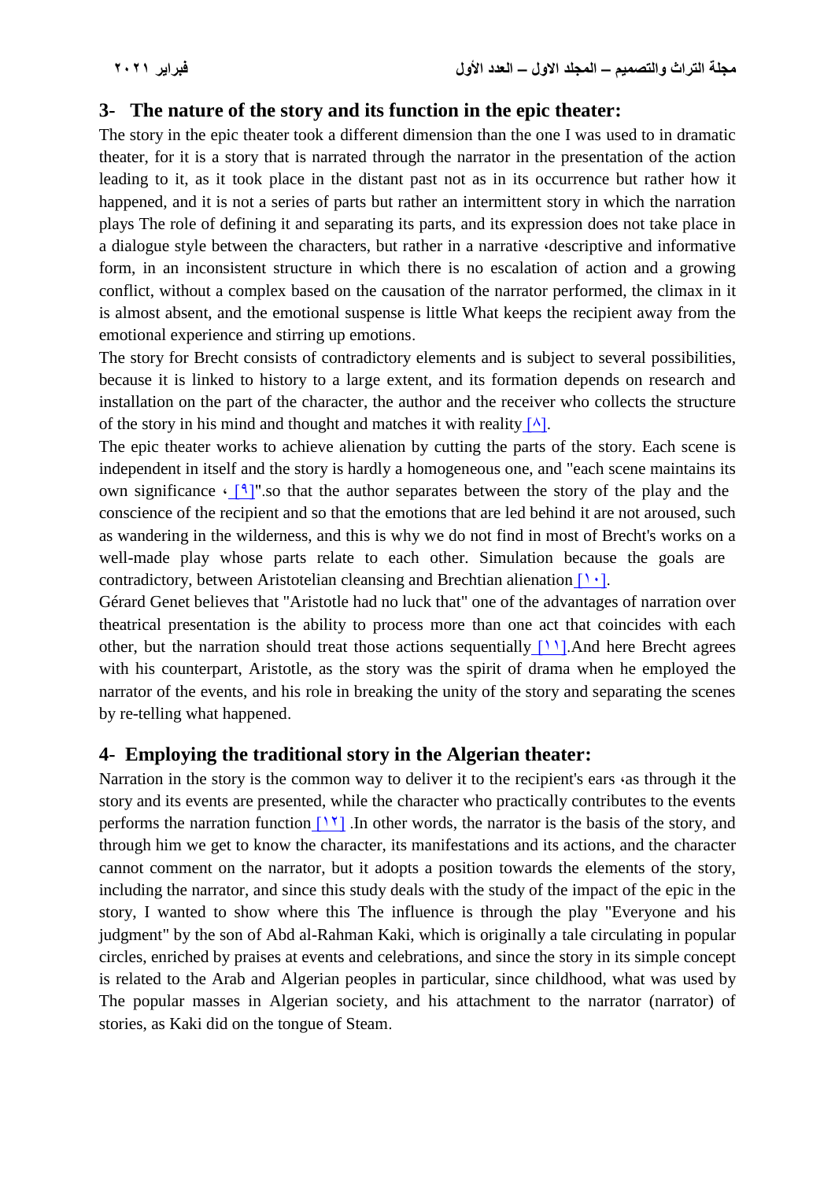## 3- The nature of the story and its function in the epic theater:

The story in the epic theater took a different dimension than the one I was used to in dramatic theater, for it is a story that is narrated through the narrator in the presentation of the action leading to it, as it took place in the distant past not as in its occurrence but rather how it happened, and it is not a series of parts but rather an intermittent story in which the narration plays The role of defining it and separating its parts, and its expression does not take place in a dialogue style between the characters, but rather in a narrative ،descriptive and informative form, in an inconsistent structure in which there is no escalation of action and a growing conflict, without a complex based on the causation of the narrator performed, the climax in it is almost absent, and the emotional suspense is little What keeps the recipient away from the emotional experience and stirring up emotions.

The story for Brecht consists of contradictory elements and is subject to several possibilities, because it is linked to history to a large extent, and its formation depends on research and installation on the part of the character, the author and the receiver who collects the structure of the story in his mind and thought and matches it with reality [٨].

The epic theater works to achieve alienation by cutting the parts of the story. Each scene is independent in itself and the story is hardly a homogeneous one, and "each scene maintains its own significance ، [٩]".so that the author separates between the story of the play and the conscience of the recipient and so that the emotions that are led behind it are not aroused, such as wandering in the wilderness, and this is why we do not find in most of Brecht's works on a well-made play whose parts relate to each other. Simulation because the goals are contradictory, between Aristotelian cleansing and Brechtian alienation [١٠].

Gérard Genet believes that "Aristotle had no luck that" one of the advantages of narration over theatrical presentation is the ability to process more than one act that coincides with each other, but the narration should treat those actions sequentially [١١].And here Brecht agrees with his counterpart, Aristotle, as the story was the spirit of drama when he employed the narrator of the events, and his role in breaking the unity of the story and separating the scenes by re-telling what happened.

## 4- Employing the traditional story in the Algerian theater:

Narration in the story is the common way to deliver it to the recipient's ears ،as through it the story and its events are presented, while the character who practically contributes to the events performs the narration function [١٢] .In other words, the narrator is the basis of the story, and through him we get to know the character, its manifestations and its actions, and the character cannot comment on the narrator, but it adopts a position towards the elements of the story, including the narrator, and since this study deals with the study of the impact of the epic in the story, I wanted to show where this The influence is through the play "Everyone and his judgment" by the son of Abd al-Rahman Kaki, which is originally a tale circulating in popular circles, enriched by praises at events and celebrations, and since the story in its simple concept is related to the Arab and Algerian peoples in particular, since childhood, what was used by The popular masses in Algerian society, and his attachment to the narrator (narrator) of stories, as Kaki did on the tongue of Steam.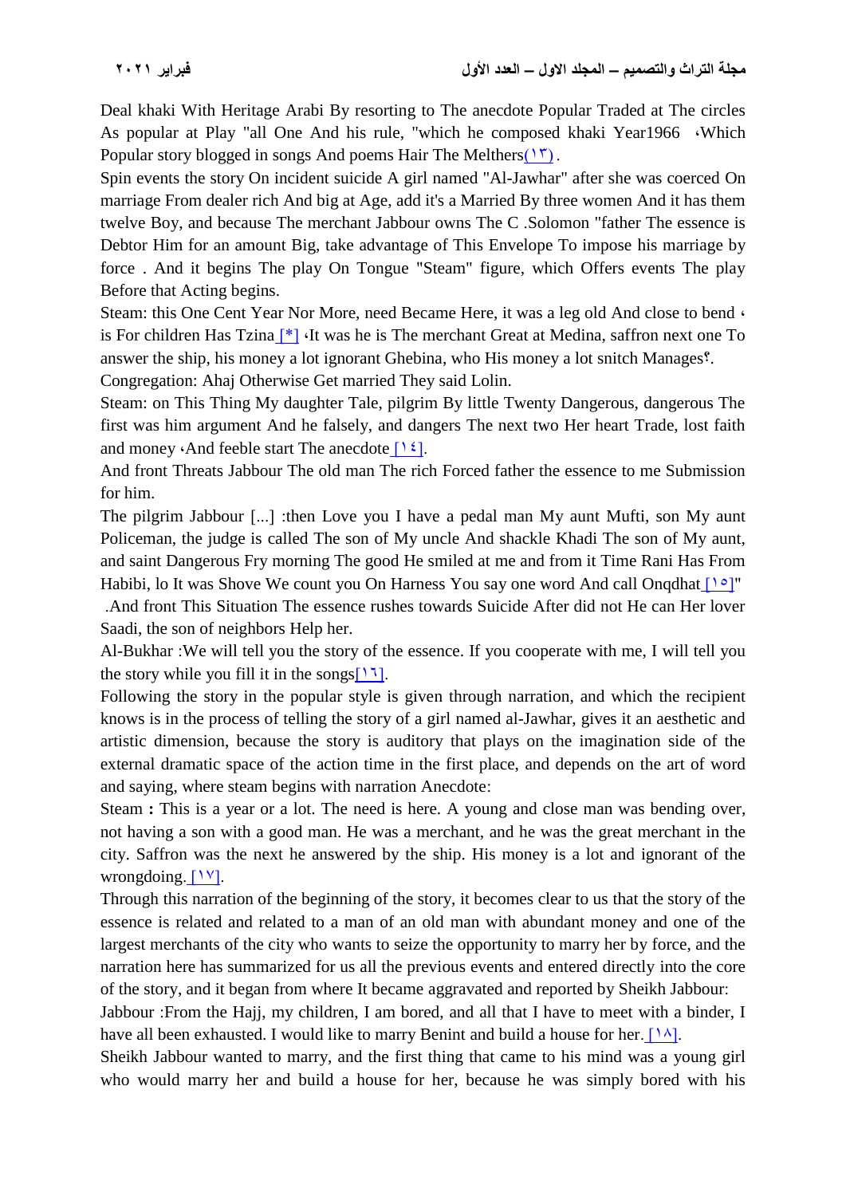Deal khaki With Heritage Arabi By resorting to The anecdote Popular Traded at The circles As popular at Play "all One And his rule, "which he composed khaki Year1966 ،Which Popular story blogged in songs And poems Hair The Melthers(١٣) .

Spin events the story On incident suicide A girl named "Al-Jawhar" after she was coerced On marriage From dealer rich And big at Age, add it's a Married By three women And it has them twelve Boy, and because The merchant Jabbour owns The C .Solomon "father The essence is Debtor Him for an amount Big, take advantage of This Envelope To impose his marriage by force . And it begins The play On Tongue "Steam" figure, which Offers events The play Before that Acting begins.

Steam: this One Cent Year Nor More, need Became Here, it was a leg old And close to bend ، is For children Has Tzina [*] ،It was he is The merchant Great at Medina, saffron next one To answer the ship, his money a lot ignorant Ghebina, who His money a lot snitch Manages؟.

Congregation: Ahaj Otherwise Get married They said Lolin.

Steam: on This Thing My daughter Tale, pilgrim By little Twenty Dangerous, dangerous The first was him argument And he falsely, and dangers The next two Her heart Trade, lost faith and money ،And feeble start The anecdote [١٤].

And front Threats Jabbour The old man The rich Forced father the essence to me Submission for him.

The pilgrim Jabbour [...] :then Love you I have a pedal man My aunt Mufti, son My aunt Policeman, the judge is called The son of My uncle And shackle Khadi The son of My aunt, and saint Dangerous Fry morning The good He smiled at me and from it Time Rani Has From Habibi, lo It was Shove We count you On Harness You say one word And call Onqdhat [١٥]"

.And front This Situation The essence rushes towards Suicide After did not He can Her lover Saadi, the son of neighbors Help her.

Al-Bukhar :We will tell you the story of the essence. If you cooperate with me, I will tell you the story while you fill it in the songs[١٦].

Following the story in the popular style is given through narration, and which the recipient knows is in the process of telling the story of a girl named al-Jawhar, gives it an aesthetic and artistic dimension, because the story is auditory that plays on the imagination side of the external dramatic space of the action time in the first place, and depends on the art of word and saying, where steam begins with narration Anecdote:

Steam **:** This is a year or a lot. The need is here. A young and close man was bending over, not having a son with a good man. He was a merchant, and he was the great merchant in the city. Saffron was the next he answered by the ship. His money is a lot and ignorant of the wrongdoing. [١٧].

Through this narration of the beginning of the story, it becomes clear to us that the story of the essence is related and related to a man of an old man with abundant money and one of the largest merchants of the city who wants to seize the opportunity to marry her by force, and the narration here has summarized for us all the previous events and entered directly into the core of the story, and it began from where It became aggravated and reported by Sheikh Jabbour:

Jabbour :From the Hajj, my children, I am bored, and all that I have to meet with a binder, I have all been exhausted. I would like to marry Benint and build a house for her. [١٨].

Sheikh Jabbour wanted to marry, and the first thing that came to his mind was a young girl who would marry her and build a house for her, because he was simply bored with his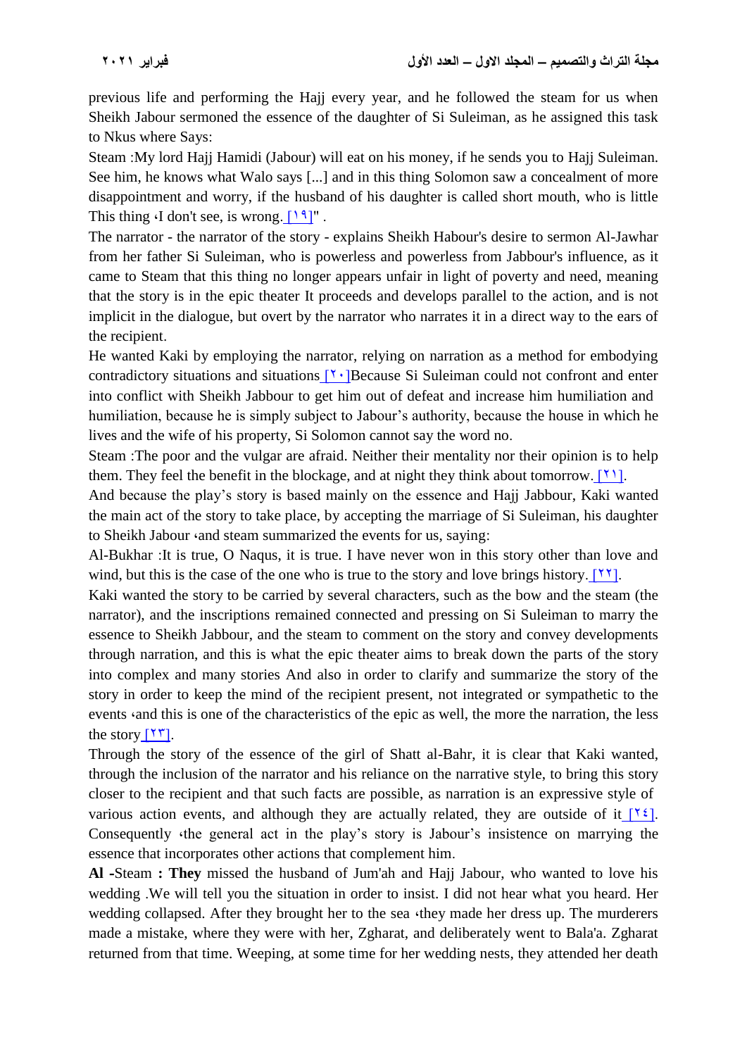previous life and performing the Hajj every year, and he followed the steam for us when Sheikh Jabour sermoned the essence of the daughter of Si Suleiman, as he assigned this task to Nkus where Says:

Steam :My lord Hajj Hamidi (Jabour) will eat on his money, if he sends you to Hajj Suleiman. See him, he knows what Walo says [...] and in this thing Solomon saw a concealment of more disappointment and worry, if the husband of his daughter is called short mouth, who is little This thing ،I don't see, is wrong. [١٩]" .

The narrator - the narrator of the story - explains Sheikh Habour's desire to sermon Al-Jawhar from her father Si Suleiman, who is powerless and powerless from Jabbour's influence, as it came to Steam that this thing no longer appears unfair in light of poverty and need, meaning that the story is in the epic theater It proceeds and develops parallel to the action, and is not implicit in the dialogue, but overt by the narrator who narrates it in a direct way to the ears of the recipient.

He wanted Kaki by employing the narrator, relying on narration as a method for embodying contradictory situations and situations [٢٠]Because Si Suleiman could not confront and enter into conflict with Sheikh Jabbour to get him out of defeat and increase him humiliation and humiliation, because he is simply subject to Jabour's authority, because the house in which he lives and the wife of his property, Si Solomon cannot say the word no.

Steam :The poor and the vulgar are afraid. Neither their mentality nor their opinion is to help them. They feel the benefit in the blockage, and at night they think about tomorrow. [٢١].

And because the play's story is based mainly on the essence and Hajj Jabbour, Kaki wanted the main act of the story to take place, by accepting the marriage of Si Suleiman, his daughter to Sheikh Jabour ،and steam summarized the events for us, saying:

Al-Bukhar :It is true, O Naqus, it is true. I have never won in this story other than love and wind, but this is the case of the one who is true to the story and love brings history. [٢٢].

Kaki wanted the story to be carried by several characters, such as the bow and the steam (the narrator), and the inscriptions remained connected and pressing on Si Suleiman to marry the essence to Sheikh Jabbour, and the steam to comment on the story and convey developments through narration, and this is what the epic theater aims to break down the parts of the story into complex and many stories And also in order to clarify and summarize the story of the story in order to keep the mind of the recipient present, not integrated or sympathetic to the events ،and this is one of the characteristics of the epic as well, the more the narration, the less the story [٢٣].

Through the story of the essence of the girl of Shatt al-Bahr, it is clear that Kaki wanted, through the inclusion of the narrator and his reliance on the narrative style, to bring this story closer to the recipient and that such facts are possible, as narration is an expressive style of various action events, and although they are actually related, they are outside of it [٢٤]. Consequently ،the general act in the play's story is Jabour's insistence on marrying the essence that incorporates other actions that complement him.

**Al -**Steam **: They** missed the husband of Jum'ah and Hajj Jabour, who wanted to love his wedding .We will tell you the situation in order to insist. I did not hear what you heard. Her wedding collapsed. After they brought her to the sea ،they made her dress up. The murderers made a mistake, where they were with her, Zgharat, and deliberately went to Bala'a. Zgharat returned from that time. Weeping, at some time for her wedding nests, they attended her death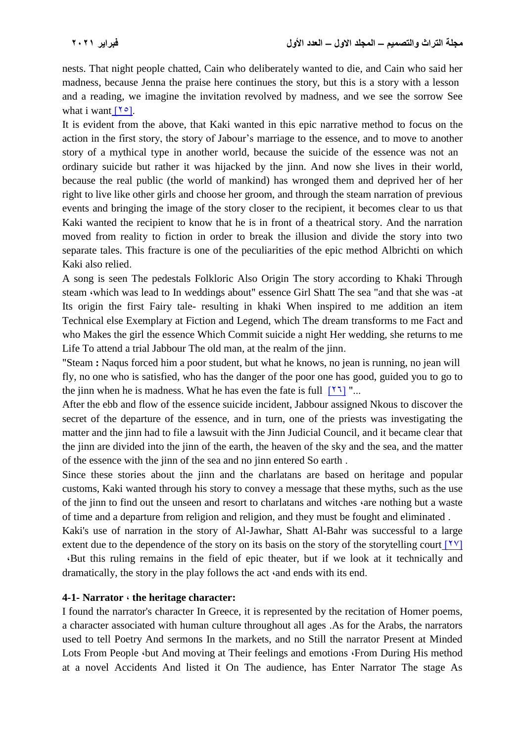nests. That night people chatted, Cain who deliberately wanted to die, and Cain who said her madness, because Jenna the praise here continues the story, but this is a story with a lesson and a reading, we imagine the invitation revolved by madness, and we see the sorrow See what i want [٢٥].

It is evident from the above, that Kaki wanted in this epic narrative method to focus on the action in the first story, the story of Jabour's marriage to the essence, and to move to another story of a mythical type in another world, because the suicide of the essence was not an ordinary suicide but rather it was hijacked by the jinn. And now she lives in their world, because the real public (the world of mankind) has wronged them and deprived her of her right to live like other girls and choose her groom, and through the steam narration of previous events and bringing the image of the story closer to the recipient, it becomes clear to us that Kaki wanted the recipient to know that he is in front of a theatrical story. And the narration moved from reality to fiction in order to break the illusion and divide the story into two separate tales. This fracture is one of the peculiarities of the epic method Albrichti on which Kaki also relied.

A song is seen The pedestals Folkloric Also Origin The story according to Khaki Through steam ،which was lead to In weddings about" essence Girl Shatt The sea "and that she was -at Its origin the first Fairy tale- resulting in khaki When inspired to me addition an item Technical else Exemplary at Fiction and Legend, which The dream transforms to me Fact and who Makes the girl the essence Which Commit suicide a night Her wedding, she returns to me Life To attend a trial Jabbour The old man, at the realm of the jinn.

"Steam **:** Naqus forced him a poor student, but what he knows, no jean is running, no jean will fly, no one who is satisfied, who has the danger of the poor one has good, guided you to go to the jinn when he is madness. What he has even the fate is full [٢٦] "...

After the ebb and flow of the essence suicide incident, Jabbour assigned Nkous to discover the secret of the departure of the essence, and in turn, one of the priests was investigating the matter and the jinn had to file a lawsuit with the Jinn Judicial Council, and it became clear that the jinn are divided into the jinn of the earth, the heaven of the sky and the sea, and the matter of the essence with the jinn of the sea and no jinn entered So earth .

Since these stories about the jinn and the charlatans are based on heritage and popular customs, Kaki wanted through his story to convey a message that these myths, such as the use of the jinn to find out the unseen and resort to charlatans and witches ،are nothing but a waste of time and a departure from religion and religion, and they must be fought and eliminated .

Kaki's use of narration in the story of Al-Jawhar, Shatt Al-Bahr was successful to a large extent due to the dependence of the story on its basis on the story of the storytelling court [٢٧] ،But this ruling remains in the field of epic theater, but if we look at it technically and dramatically, the story in the play follows the act ،and ends with its end.

**4-1- Narrator ، the heritage character:**

I found the narrator's character In Greece, it is represented by the recitation of Homer poems, a character associated with human culture throughout all ages .As for the Arabs, the narrators used to tell Poetry And sermons In the markets, and no Still the narrator Present at Minded Lots From People ،but And moving at Their feelings and emotions ،From During His method at a novel Accidents And listed it On The audience, has Enter Narrator The stage As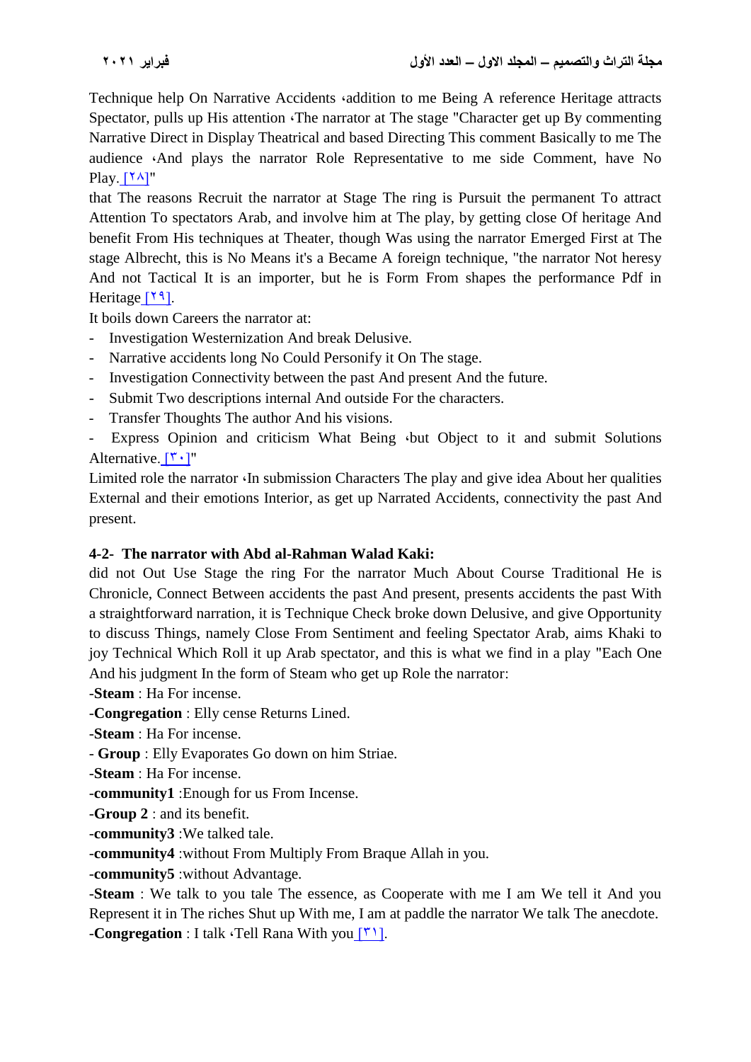Technique help On Narrative Accidents ،addition to me Being A reference Heritage attracts Spectator, pulls up His attention ،The narrator at The stage "Character get up By commenting Narrative Direct in Display Theatrical and based Directing This comment Basically to me The audience ،And plays the narrator Role Representative to me side Comment, have No Play. [٢٨]"

that The reasons Recruit the narrator at Stage The ring is Pursuit the permanent To attract Attention To spectators Arab, and involve him at The play, by getting close Of heritage And benefit From His techniques at Theater, though Was using the narrator Emerged First at The stage Albrecht, this is No Means it's a Became A foreign technique, "the narrator Not heresy And not Tactical It is an importer, but he is Form From shapes the performance Pdf in Heritage [٢٩].

It boils down Careers the narrator at:

- Investigation Westernization And break Delusive.
- Narrative accidents long No Could Personify it On The stage.
- Investigation Connectivity between the past And present And the future.
- Submit Two descriptions internal And outside For the characters.
- Transfer Thoughts The author And his visions.
- Express Opinion and criticism What Being ،but Object to it and submit Solutions Alternative. [٣٠]"

Limited role the narrator ،In submission Characters The play and give idea About her qualities External and their emotions Interior, as get up Narrated Accidents, connectivity the past And present.

**4-2- The narrator with Abd al-Rahman Walad Kaki:**

did not Out Use Stage the ring For the narrator Much About Course Traditional He is Chronicle, Connect Between accidents the past And present, presents accidents the past With a straightforward narration, it is Technique Check broke down Delusive, and give Opportunity to discuss Things, namely Close From Sentiment and feeling Spectator Arab, aims Khaki to joy Technical Which Roll it up Arab spectator, and this is what we find in a play "Each One And his judgment In the form of Steam who get up Role the narrator:

-**Steam** : Ha For incense.

-**Congregation** : Elly cense Returns Lined.

-**Steam** : Ha For incense.

- **Group** : Elly Evaporates Go down on him Striae.

-**Steam** : Ha For incense.

-**community1** :Enough for us From Incense.

-**Group 2** : and its benefit.

-**community3** :We talked tale.

-**community4** :without From Multiply From Braque Allah in you.

-**community5** :without Advantage.

-**Steam** : We talk to you tale The essence, as Cooperate with me I am We tell it And you Represent it in The riches Shut up With me, I am at paddle the narrator We talk The anecdote.

-**Congregation** : I talk ،Tell Rana With you [٣١].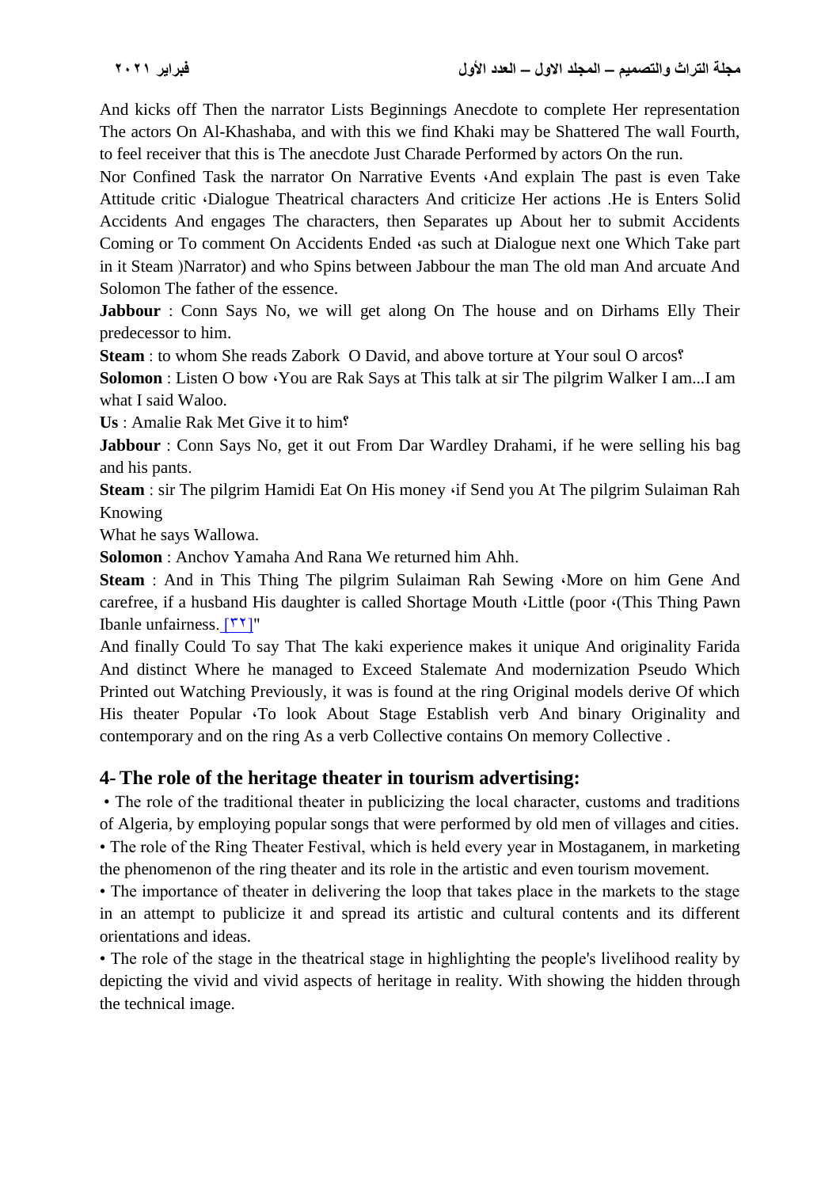And kicks off Then the narrator Lists Beginnings Anecdote to complete Her representation The actors On Al-Khashaba, and with this we find Khaki may be Shattered The wall Fourth, to feel receiver that this is The anecdote Just Charade Performed by actors On the run.

Nor Confined Task the narrator On Narrative Events ،And explain The past is even Take Attitude critic ،Dialogue Theatrical characters And criticize Her actions .He is Enters Solid Accidents And engages The characters, then Separates up About her to submit Accidents Coming or To comment On Accidents Ended ،as such at Dialogue next one Which Take part in it Steam )Narrator) and who Spins between Jabbour the man The old man And arcuate And Solomon The father of the essence.

**Jabbour** : Conn Says No, we will get along On The house and on Dirhams Elly Their predecessor to him.

**Steam** : to whom She reads Zabork O David, and above torture at Your soul O arcos؟

**Solomon** : Listen O bow ،You are Rak Says at This talk at sir The pilgrim Walker I am...I am what I said Waloo.

**Us** : Amalie Rak Met Give it to him؟

**Jabbour** : Conn Says No, get it out From Dar Wardley Drahami, if he were selling his bag and his pants.

**Steam** : sir The pilgrim Hamidi Eat On His money ،if Send you At The pilgrim Sulaiman Rah Knowing

What he says Wallowa.

**Solomon** : Anchov Yamaha And Rana We returned him Ahh.

**Steam** : And in This Thing The pilgrim Sulaiman Rah Sewing ،More on him Gene And carefree, if a husband His daughter is called Shortage Mouth ،Little (poor ،(This Thing Pawn Ibanle unfairness. [٣٢]"

And finally Could To say That The kaki experience makes it unique And originality Farida And distinct Where he managed to Exceed Stalemate And modernization Pseudo Which Printed out Watching Previously, it was is found at the ring Original models derive Of which His theater Popular ،To look About Stage Establish verb And binary Originality and contemporary and on the ring As a verb Collective contains On memory Collective .

## 4- The role of the heritage theater in tourism advertising:

- The role of the traditional theater in publicizing the local character, customs and traditions of Algeria, by employing popular songs that were performed by old men of villages and cities.
- The role of the Ring Theater Festival, which is held every year in Mostaganem, in marketing the phenomenon of the ring theater and its role in the artistic and even tourism movement.
- The importance of theater in delivering the loop that takes place in the markets to the stage in an attempt to publicize it and spread its artistic and cultural contents and its different orientations and ideas.
- The role of the stage in the theatrical stage in highlighting the people's livelihood reality by depicting the vivid and vivid aspects of heritage in reality. With showing the hidden through the technical image.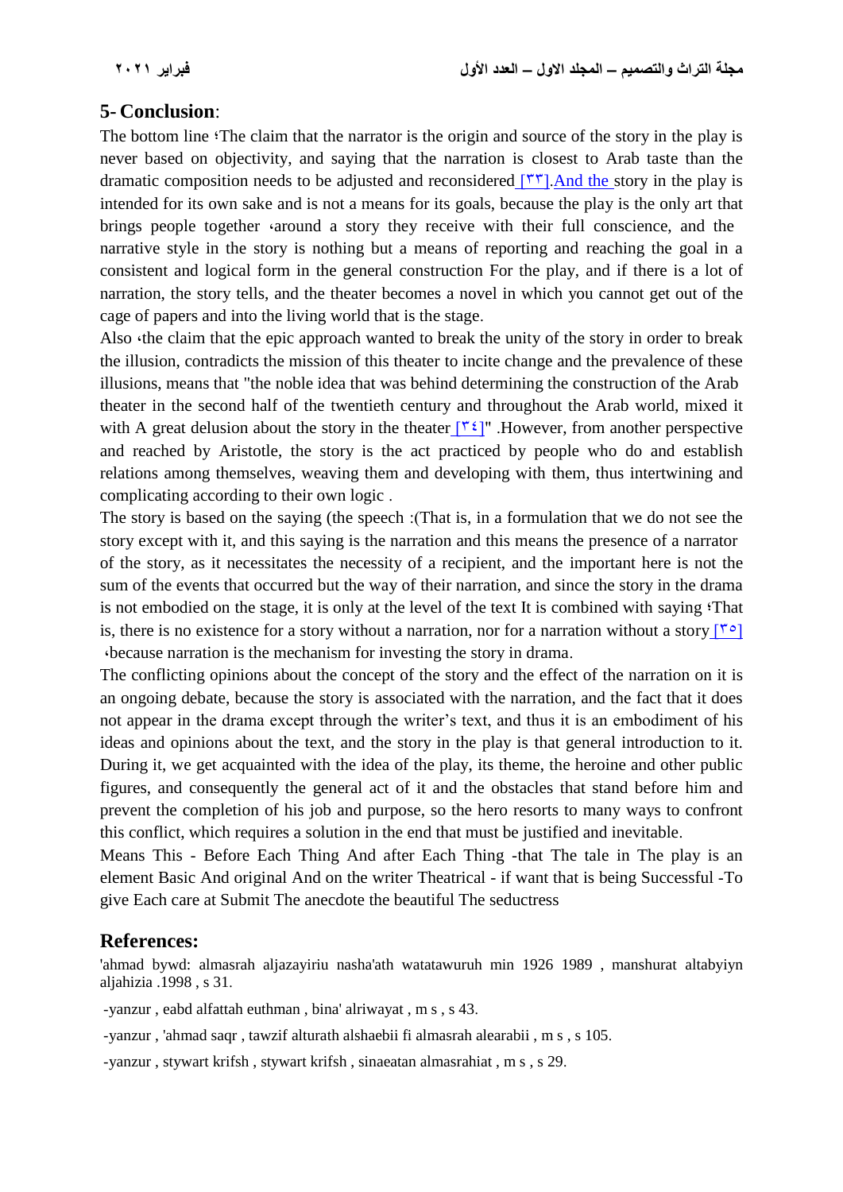## 5- Conclusion:

The bottom line ؛The claim that the narrator is the origin and source of the story in the play is never based on objectivity, and saying that the narration is closest to Arab taste than the dramatic composition needs to be adjusted and reconsidered [٣٣].And the story in the play is intended for its own sake and is not a means for its goals, because the play is the only art that brings people together ،around a story they receive with their full conscience, and the narrative style in the story is nothing but a means of reporting and reaching the goal in a consistent and logical form in the general construction For the play, and if there is a lot of narration, the story tells, and the theater becomes a novel in which you cannot get out of the cage of papers and into the living world that is the stage.

Also ،the claim that the epic approach wanted to break the unity of the story in order to break the illusion, contradicts the mission of this theater to incite change and the prevalence of these illusions, means that "the noble idea that was behind determining the construction of the Arab theater in the second half of the twentieth century and throughout the Arab world, mixed it with A great delusion about the story in the theater [٣٤]" .However, from another perspective and reached by Aristotle, the story is the act practiced by people who do and establish relations among themselves, weaving them and developing with them, thus intertwining and complicating according to their own logic .

The story is based on the saying (the speech :(That is, in a formulation that we do not see the story except with it, and this saying is the narration and this means the presence of a narrator of the story, as it necessitates the necessity of a recipient, and the important here is not the sum of the events that occurred but the way of their narration, and since the story in the drama is not embodied on the stage, it is only at the level of the text It is combined with saying ؛That is, there is no existence for a story without a narration, nor for a narration without a story [٣٥] ،because narration is the mechanism for investing the story in drama.

The conflicting opinions about the concept of the story and the effect of the narration on it is an ongoing debate, because the story is associated with the narration, and the fact that it does not appear in the drama except through the writer's text, and thus it is an embodiment of his ideas and opinions about the text, and the story in the play is that general introduction to it. During it, we get acquainted with the idea of the play, its theme, the heroine and other public figures, and consequently the general act of it and the obstacles that stand before him and prevent the completion of his job and purpose, so the hero resorts to many ways to confront this conflict, which requires a solution in the end that must be justified and inevitable.

Means This - Before Each Thing And after Each Thing -that The tale in The play is an element Basic And original And on the writer Theatrical - if want that is being Successful -To give Each care at Submit The anecdote the beautiful The seductress

## References:

'ahmad bywd: almasrah aljazayiriu nasha'ath watatawuruh min 1926 1989 , manshurat altabyiyn aljahizia .1998 , s 31.

-yanzur , eabd alfattah euthman , bina' alriwayat , m s , s 43.

-yanzur , 'ahmad saqr , tawzif alturath alshaebii fi almasrah alearabii , m s , s 105.

-yanzur , stywart krifsh , stywart krifsh , sinaeatan almasrahiat , m s , s 29.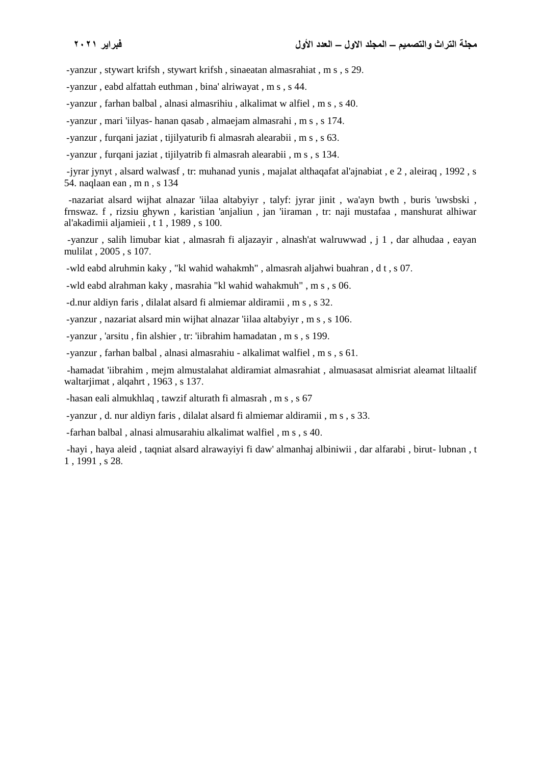-yanzur , stywart krifsh , stywart krifsh , sinaeatan almasrahiat , m s , s 29.

-yanzur , eabd alfattah euthman , bina' alriwayat , m s , s 44.

-yanzur , farhan balbal , alnasi almasrihiu , alkalimat w alfiel , m s , s 40.

-yanzur , mari 'iilyas- hanan qasab , almaejam almasrahi , m s , s 174.

-yanzur , furqani jaziat , tijilyaturib fi almasrah alearabii , m s , s 63.

-yanzur , furqani jaziat , tijilyatrib fi almasrah alearabii , m s , s 134.

-jyrar jynyt , alsard walwasf , tr: muhanad yunis , majalat althaqafat al'ajnabiat , e 2 , aleiraq , 1992 , s 54. naqlaan ean , m n , s 134

-nazariat alsard wijhat alnazar 'iilaa altabyiyr , talyf: jyrar jinit , wa'ayn bwth , buris 'uwsbski , frnswaz. f , rizsiu ghywn , karistian 'anjaliun , jan 'iiraman , tr: naji mustafaa , manshurat alhiwar al'akadimii aljamieii , t 1 , 1989 , s 100.

-yanzur , salih limubar kiat , almasrah fi aljazayir , alnash'at walruwwad , j 1 , dar alhudaa , eayan mulilat , 2005 , s 107.

-wld eabd alruhmin kaky , "kl wahid wahakmh" , almasrah aljahwi buahran , d t , s 07.

-wld eabd alrahman kaky , masrahia "kl wahid wahakmuh" , m s , s 06.

-d.nur aldiyn faris , dilalat alsard fi almiemar aldiramii , m s , s 32.

-yanzur , nazariat alsard min wijhat alnazar 'iilaa altabyiyr , m s , s 106.

-yanzur , 'arsitu , fin alshier , tr: 'iibrahim hamadatan , m s , s 199.

-yanzur , farhan balbal , alnasi almasrahiu - alkalimat walfiel , m s , s 61.

-hamadat 'iibrahim , mejm almustalahat aldiramiat almasrahiat , almuasasat almisriat aleamat liltaalif waltarjimat , alqahrt , 1963 , s 137.

-hasan eali almukhlaq , tawzif alturath fi almasrah , m s , s 67

-yanzur , d. nur aldiyn faris , dilalat alsard fi almiemar aldiramii , m s , s 33.

-farhan balbal , alnasi almusarahiu alkalimat walfiel , m s , s 40.

-hayi , haya aleid , taqniat alsard alrawayiyi fi daw' almanhaj albiniwii , dar alfarabi , birut- lubnan , t 1 , 1991 , s 28.